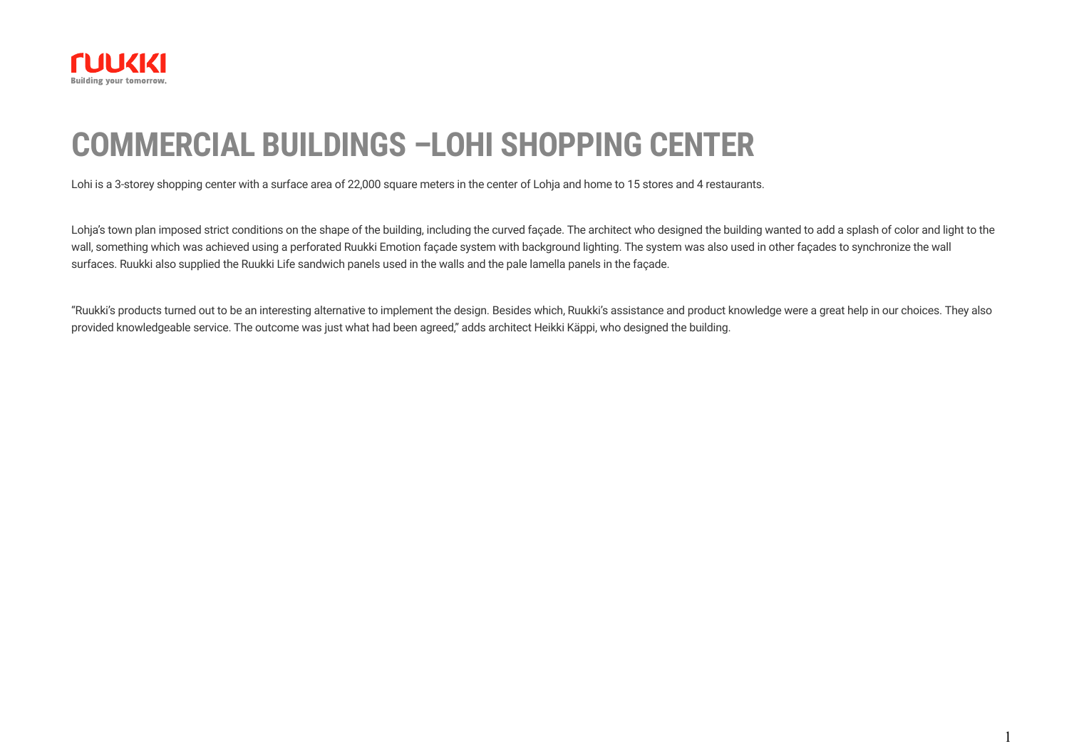RUUKKI
Building your tomorrow.

# COMMERCIAL BUILDINGS –LOHI SHOPPING CENTER

Lohi is a 3-storey shopping center with a surface area of 22,000 square meters in the center of Lohja and home to 15 stores and 4 restaurants.

Lohja's town plan imposed strict conditions on the shape of the building, including the curved façade. The architect who designed the building wanted to add a splash of color and light to the wall, something which was achieved using a perforated Ruukki Emotion façade system with background lighting. The system was also used in other façades to synchronize the wall surfaces. Ruukki also supplied the Ruukki Life sandwich panels used in the walls and the pale lamella panels in the façade.

"Ruukki's products turned out to be an interesting alternative to implement the design. Besides which, Ruukki's assistance and product knowledge were a great help in our choices. They also provided knowledgeable service. The outcome was just what had been agreed," adds architect Heikki Käppi, who designed the building.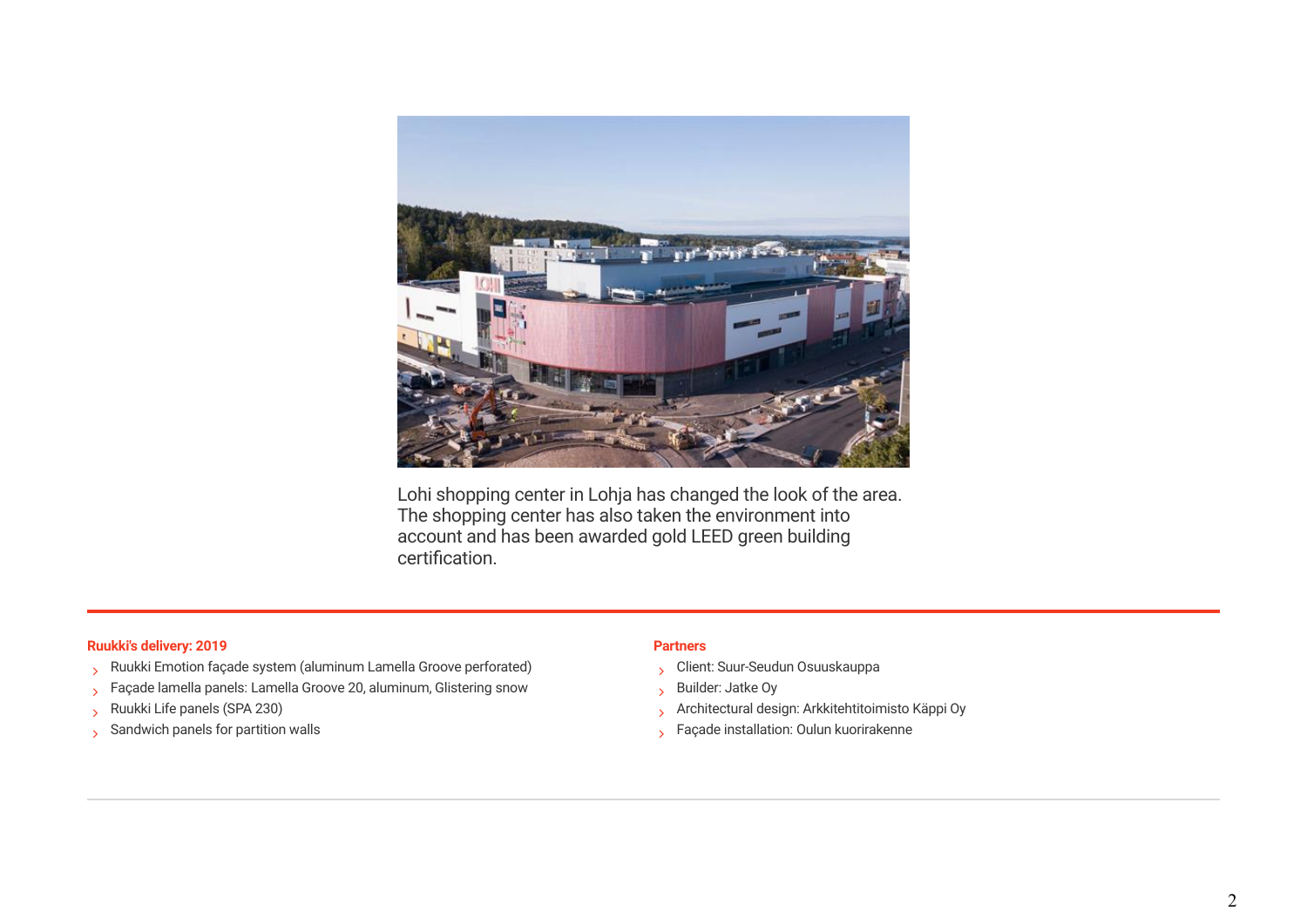Lohi shopping center in Lohja has changed the look of the area. The shopping center has also taken the environment into account and has been awarded gold LEED green building certification.

**Ruukki's delivery: 2019**

- Ruukki Emotion façade system (aluminum Lamella Groove perforated)
- Façade lamella panels: Lamella Groove 20, aluminum, Glistering snow
- Ruukki Life panels (SPA 230)
- Sandwich panels for partition walls

**Partners**

- Client: Suur-Seudun Osuuskauppa
- Builder: Jatke Oy
- Architectural design: Arkkitehtitoimisto Käppi Oy
- Façade installation: Oulun kuorirakenne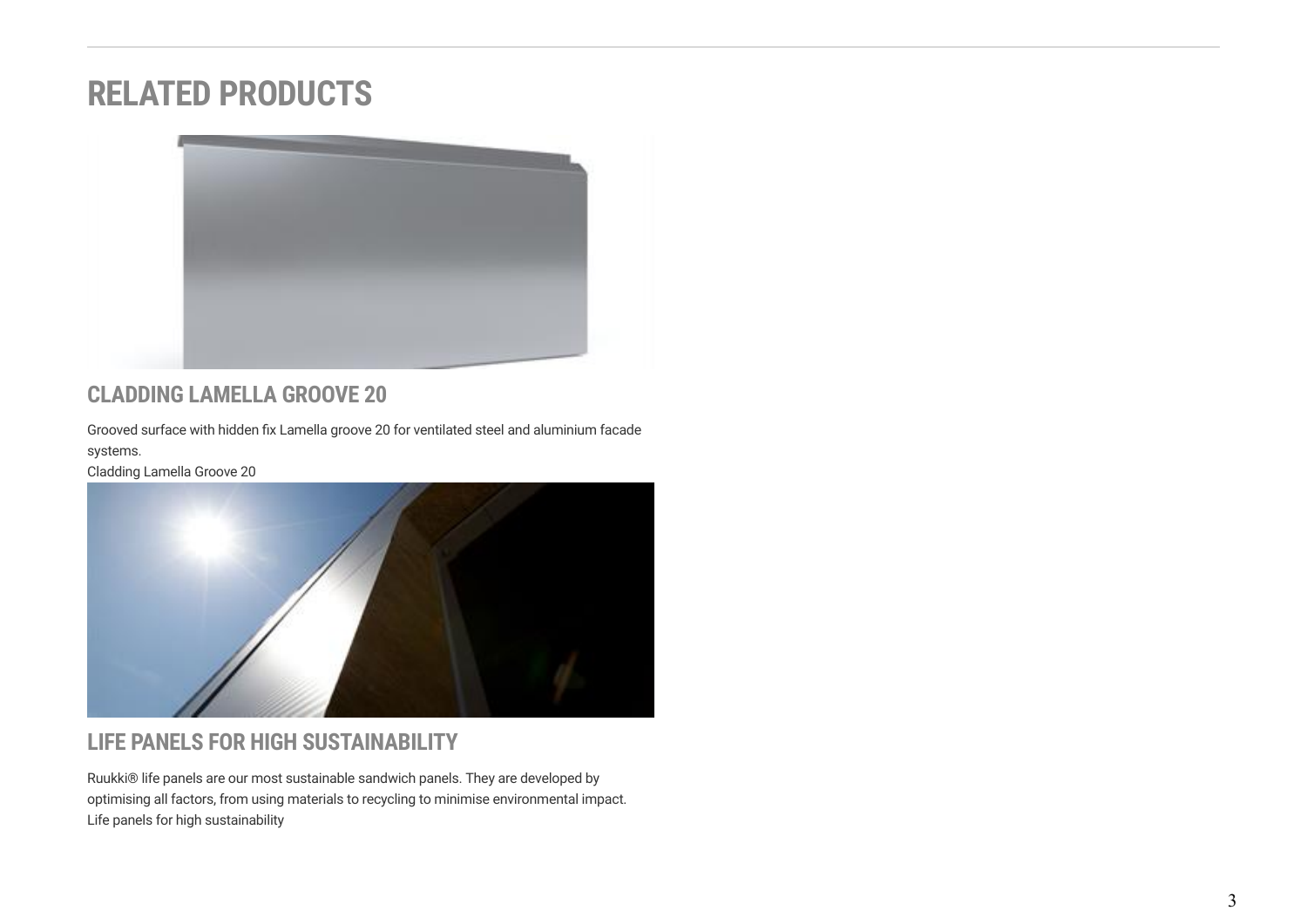## RELATED PRODUCTS

### CLADDING LAMELLA GROOVE 20

Grooved surface with hidden fix Lamella groove 20 for ventilated steel and aluminium facade systems.
Cladding Lamella Groove 20

### LIFE PANELS FOR HIGH SUSTAINABILITY

Ruukki® life panels are our most sustainable sandwich panels. They are developed by optimising all factors, from using materials to recycling to minimise environmental impact.
Life panels for high sustainability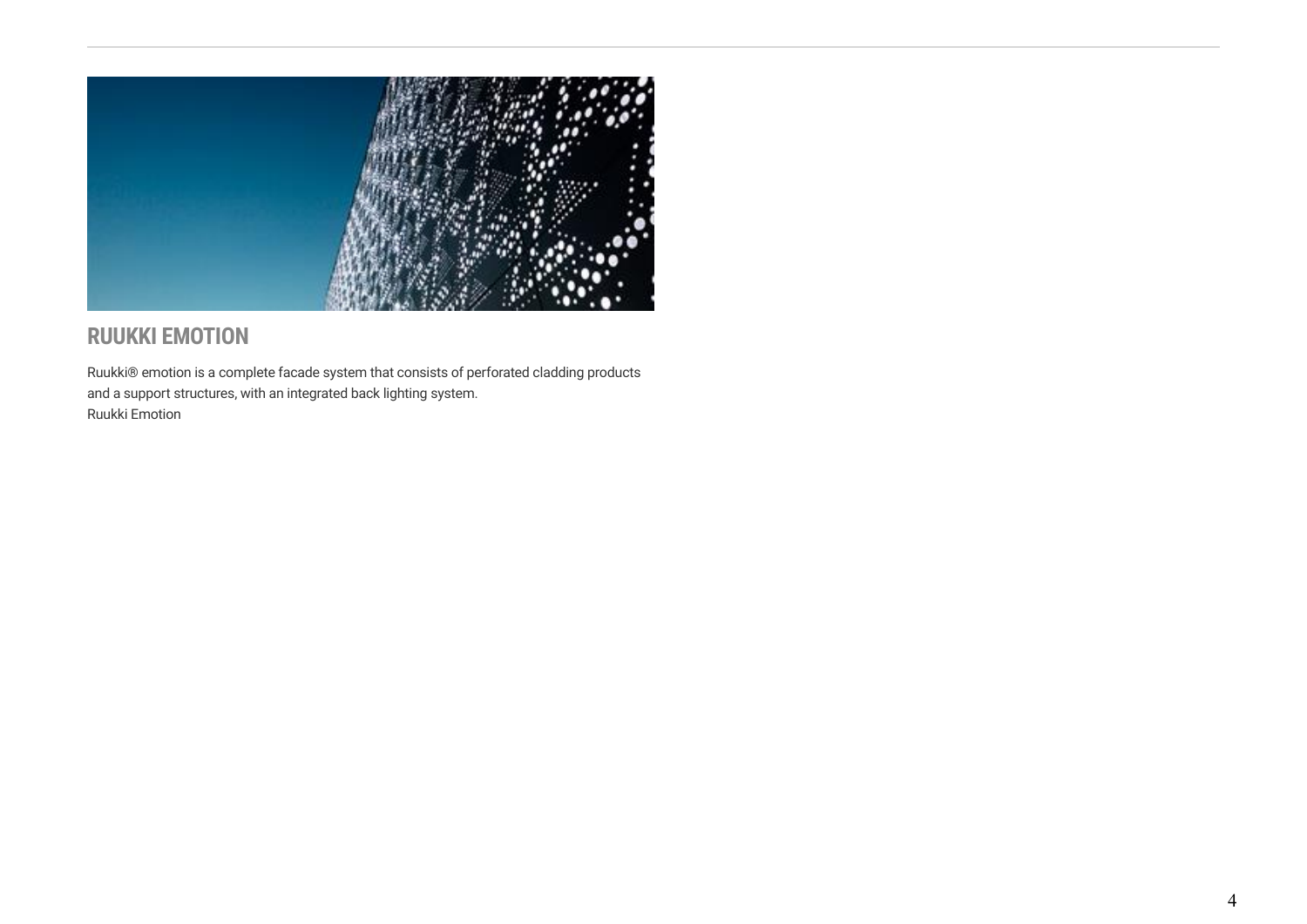## RUUKKI EMOTION

Ruukki® emotion is a complete facade system that consists of perforated cladding products and a support structures, with an integrated back lighting system.
Ruukki Emotion